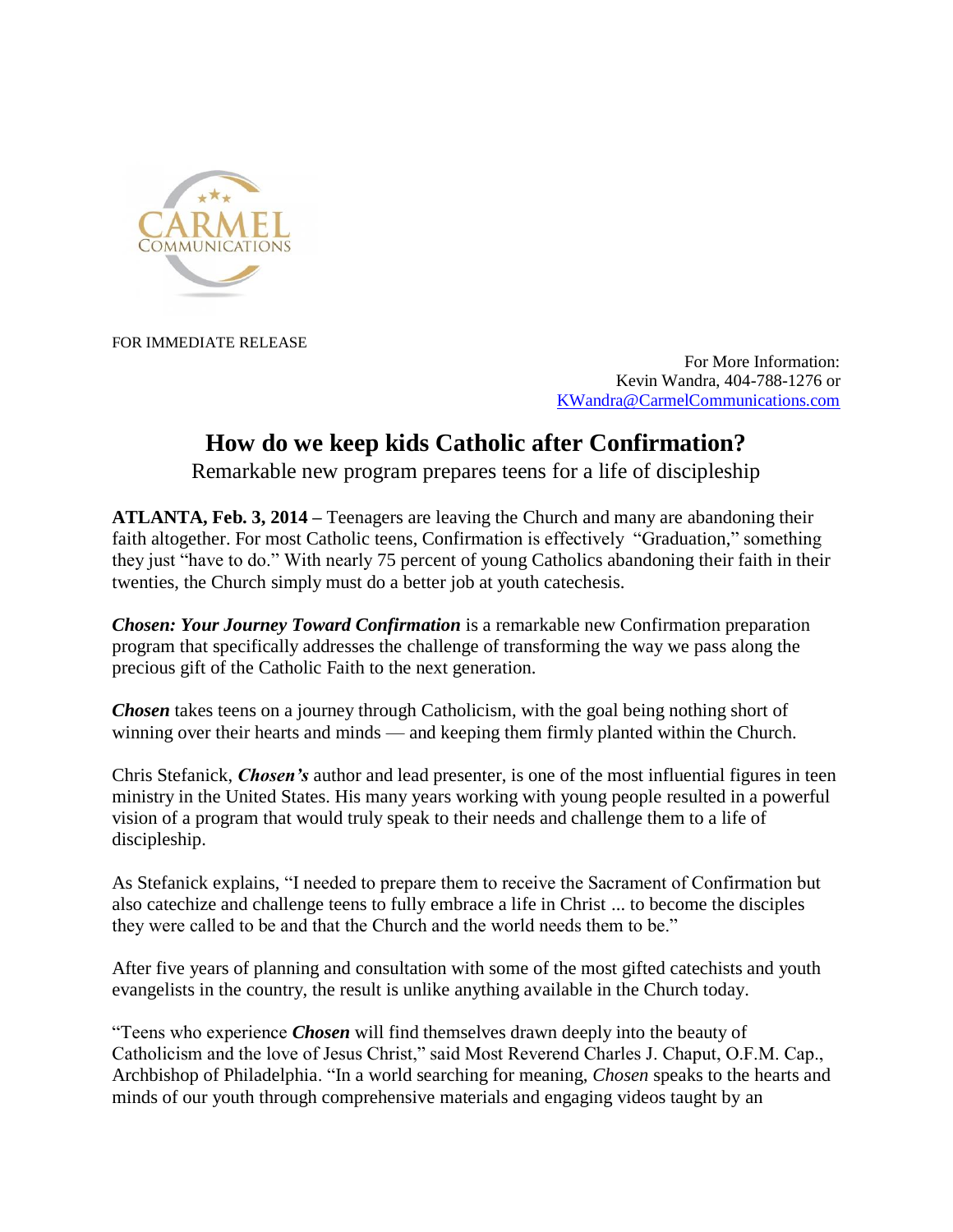CARMEL COMMUNICATIONS

FOR IMMEDIATE RELEASE

For More Information:
Kevin Wandra, 404-788-1276 or
KWandra@CarmelCommunications.com

# How do we keep kids Catholic after Confirmation?

Remarkable new program prepares teens for a life of discipleship

**ATLANTA, Feb. 3, 2014 –** Teenagers are leaving the Church and many are abandoning their faith altogether. For most Catholic teens, Confirmation is effectively "Graduation," something they just "have to do." With nearly 75 percent of young Catholics abandoning their faith in their twenties, the Church simply must do a better job at youth catechesis.

***Chosen: Your Journey Toward Confirmation*** is a remarkable new Confirmation preparation program that specifically addresses the challenge of transforming the way we pass along the precious gift of the Catholic Faith to the next generation.

***Chosen*** takes teens on a journey through Catholicism, with the goal being nothing short of winning over their hearts and minds — and keeping them firmly planted within the Church.

Chris Stefanick, ***Chosen's*** author and lead presenter, is one of the most influential figures in teen ministry in the United States. His many years working with young people resulted in a powerful vision of a program that would truly speak to their needs and challenge them to a life of discipleship.

As Stefanick explains, "I needed to prepare them to receive the Sacrament of Confirmation but also catechize and challenge teens to fully embrace a life in Christ ... to become the disciples they were called to be and that the Church and the world needs them to be."

After five years of planning and consultation with some of the most gifted catechists and youth evangelists in the country, the result is unlike anything available in the Church today.

"Teens who experience ***Chosen*** will find themselves drawn deeply into the beauty of Catholicism and the love of Jesus Christ," said Most Reverend Charles J. Chaput, O.F.M. Cap., Archbishop of Philadelphia. "In a world searching for meaning, *Chosen* speaks to the hearts and minds of our youth through comprehensive materials and engaging videos taught by an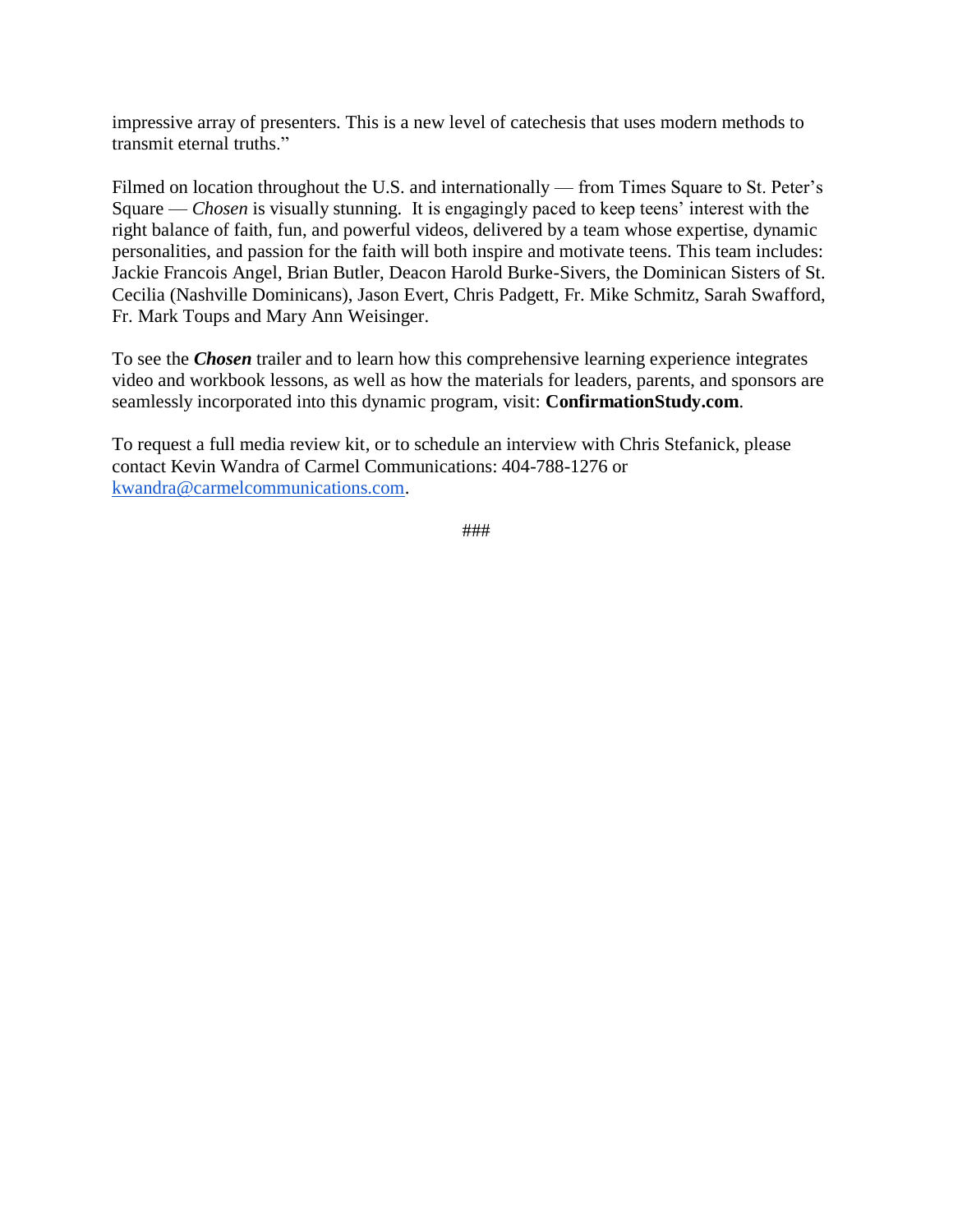impressive array of presenters. This is a new level of catechesis that uses modern methods to transmit eternal truths."

Filmed on location throughout the U.S. and internationally — from Times Square to St. Peter's Square — *Chosen* is visually stunning. It is engagingly paced to keep teens' interest with the right balance of faith, fun, and powerful videos, delivered by a team whose expertise, dynamic personalities, and passion for the faith will both inspire and motivate teens. This team includes: Jackie Francois Angel, Brian Butler, Deacon Harold Burke-Sivers, the Dominican Sisters of St. Cecilia (Nashville Dominicans), Jason Evert, Chris Padgett, Fr. Mike Schmitz, Sarah Swafford, Fr. Mark Toups and Mary Ann Weisinger.

To see the ***Chosen*** trailer and to learn how this comprehensive learning experience integrates video and workbook lessons, as well as how the materials for leaders, parents, and sponsors are seamlessly incorporated into this dynamic program, visit: **ConfirmationStudy.com**.

To request a full media review kit, or to schedule an interview with Chris Stefanick, please contact Kevin Wandra of Carmel Communications: 404-788-1276 or kwandra@carmelcommunications.com.

###